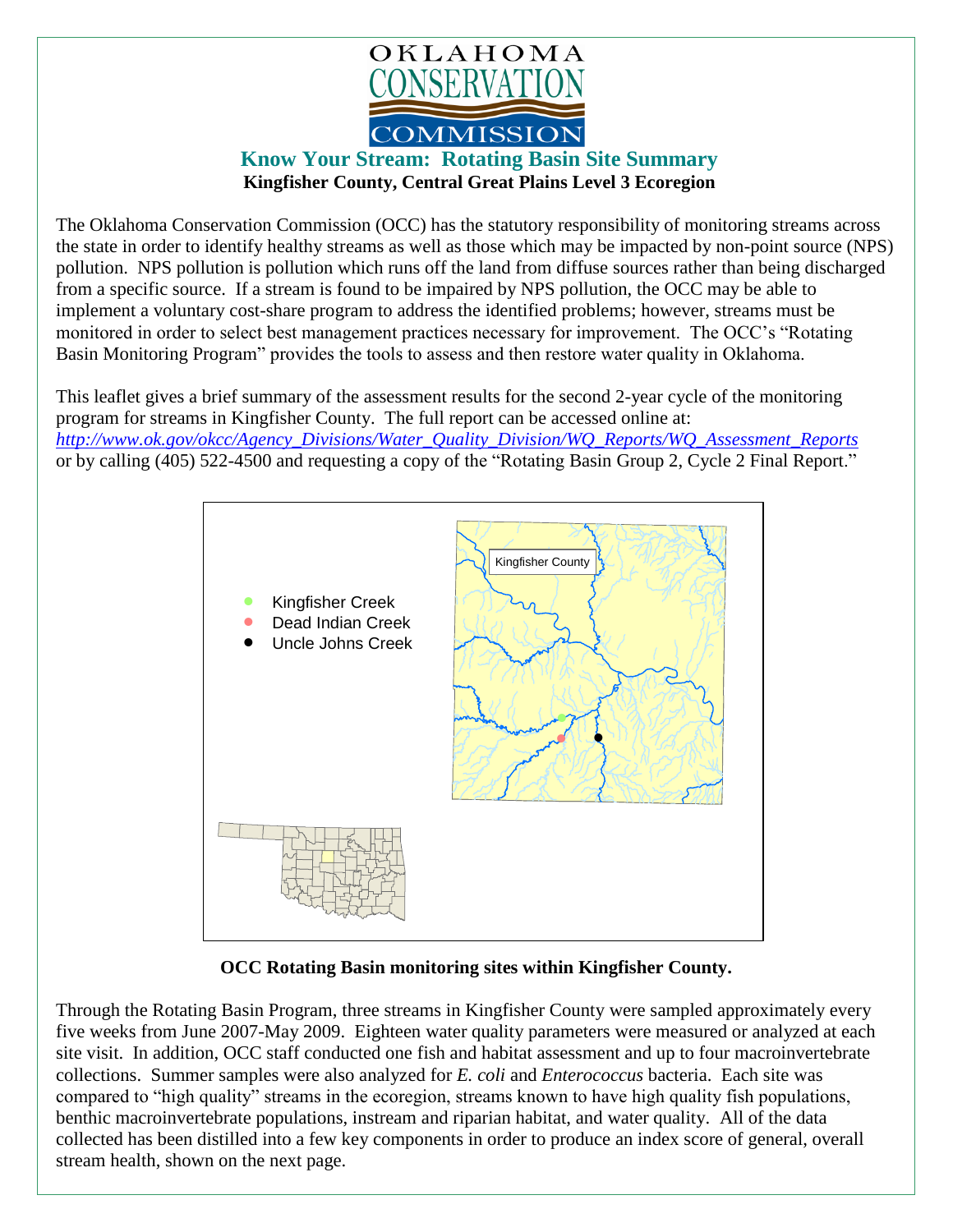OKLAHOMA CONSERVATION COMMISSION

# Know Your Stream: Rotating Basin Site Summary

**Kingfisher County, Central Great Plains Level 3 Ecoregion**

The Oklahoma Conservation Commission (OCC) has the statutory responsibility of monitoring streams across the state in order to identify healthy streams as well as those which may be impacted by non-point source (NPS) pollution. NPS pollution is pollution which runs off the land from diffuse sources rather than being discharged from a specific source. If a stream is found to be impaired by NPS pollution, the OCC may be able to implement a voluntary cost-share program to address the identified problems; however, streams must be monitored in order to select best management practices necessary for improvement. The OCC's "Rotating Basin Monitoring Program" provides the tools to assess and then restore water quality in Oklahoma.

This leaflet gives a brief summary of the assessment results for the second 2-year cycle of the monitoring program for streams in Kingfisher County. The full report can be accessed online at: *http://www.ok.gov/okcc/Agency_Divisions/Water_Quality_Division/WQ_Reports/WQ_Assessment_Reports* or by calling (405) 522-4500 and requesting a copy of the "Rotating Basin Group 2, Cycle 2 Final Report."

- Kingfisher Creek
- Dead Indian Creek
- Uncle Johns Creek

Kingfisher County

**OCC Rotating Basin monitoring sites within Kingfisher County.**

Through the Rotating Basin Program, three streams in Kingfisher County were sampled approximately every five weeks from June 2007-May 2009. Eighteen water quality parameters were measured or analyzed at each site visit. In addition, OCC staff conducted one fish and habitat assessment and up to four macroinvertebrate collections. Summer samples were also analyzed for *E. coli* and *Enterococcus* bacteria. Each site was compared to "high quality" streams in the ecoregion, streams known to have high quality fish populations, benthic macroinvertebrate populations, instream and riparian habitat, and water quality. All of the data collected has been distilled into a few key components in order to produce an index score of general, overall stream health, shown on the next page.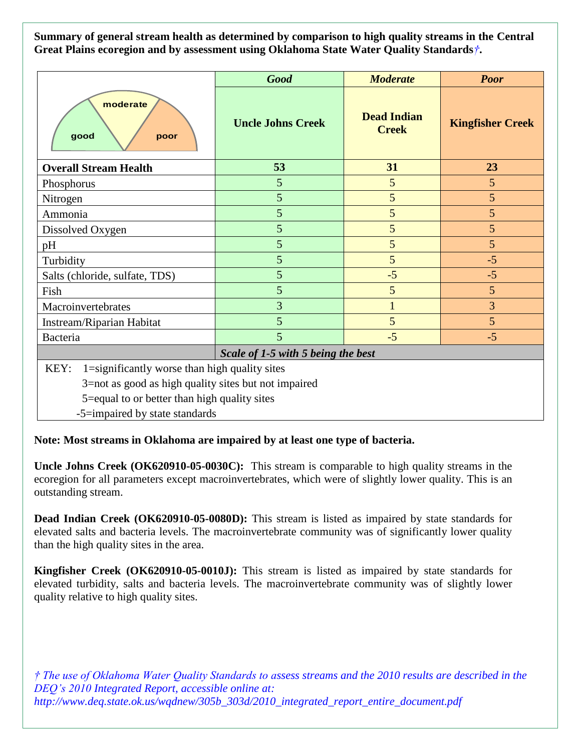**Summary of general stream health as determined by comparison to high quality streams in the Central Great Plains ecoregion and by assessment using Oklahoma State Water Quality Standards*†*.**

| | ***Good*** | ***Moderate*** | ***Poor*** |
|---|---|---|---|
| | **Uncle Johns Creek** | **Dead Indian Creek** | **Kingfisher Creek** |
| **Overall Stream Health** | **53** | **31** | **23** |
| Phosphorus | 5 | 5 | 5 |
| Nitrogen | 5 | 5 | 5 |
| Ammonia | 5 | 5 | 5 |
| Dissolved Oxygen | 5 | 5 | 5 |
| pH | 5 | 5 | 5 |
| Turbidity | 5 | 5 | -5 |
| Salts (chloride, sulfate, TDS) | 5 | -5 | -5 |
| Fish | 5 | 5 | 5 |
| Macroinvertebrates | 3 | 1 | 3 |
| Instream/Riparian Habitat | 5 | 5 | 5 |
| Bacteria | 5 | -5 | -5 |
| | ***Scale of 1-5 with 5 being the best*** | | |

KEY: 1=significantly worse than high quality sites
3=not as good as high quality sites but not impaired
5=equal to or better than high quality sites
-5=impaired by state standards

**Note: Most streams in Oklahoma are impaired by at least one type of bacteria.**

**Uncle Johns Creek (OK620910-05-0030C):** This stream is comparable to high quality streams in the ecoregion for all parameters except macroinvertebrates, which were of slightly lower quality. This is an outstanding stream.

**Dead Indian Creek (OK620910-05-0080D):** This stream is listed as impaired by state standards for elevated salts and bacteria levels. The macroinvertebrate community was of significantly lower quality than the high quality sites in the area.

**Kingfisher Creek (OK620910-05-0010J):** This stream is listed as impaired by state standards for elevated turbidity, salts and bacteria levels. The macroinvertebrate community was of slightly lower quality relative to high quality sites.

*† The use of Oklahoma Water Quality Standards to assess streams and the 2010 results are described in the DEQ's 2010 Integrated Report, accessible online at: http://www.deq.state.ok.us/wqdnew/305b_303d/2010_integrated_report_entire_document.pdf*